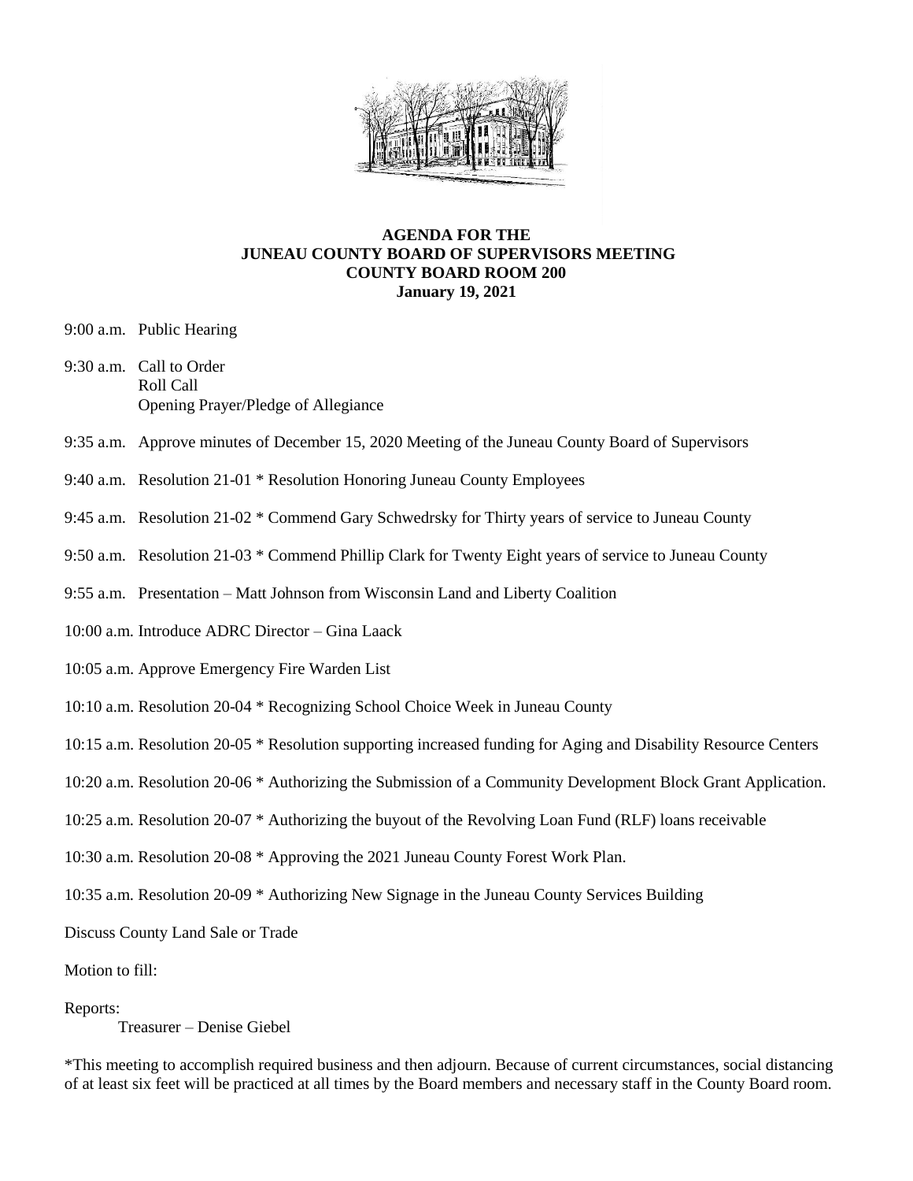**AGENDA FOR THE**
**JUNEAU COUNTY BOARD OF SUPERVISORS MEETING**
**COUNTY BOARD ROOM 200**
**January 19, 2021**

9:00 a.m. Public Hearing

9:30 a.m. Call to Order
Roll Call
Opening Prayer/Pledge of Allegiance

9:35 a.m. Approve minutes of December 15, 2020 Meeting of the Juneau County Board of Supervisors

9:40 a.m. Resolution 21-01 * Resolution Honoring Juneau County Employees

9:45 a.m. Resolution 21-02 * Commend Gary Schwedrsky for Thirty years of service to Juneau County

9:50 a.m. Resolution 21-03 * Commend Phillip Clark for Twenty Eight years of service to Juneau County

9:55 a.m. Presentation – Matt Johnson from Wisconsin Land and Liberty Coalition

10:00 a.m. Introduce ADRC Director – Gina Laack

10:05 a.m. Approve Emergency Fire Warden List

10:10 a.m. Resolution 20-04 * Recognizing School Choice Week in Juneau County

10:15 a.m. Resolution 20-05 * Resolution supporting increased funding for Aging and Disability Resource Centers

10:20 a.m. Resolution 20-06 * Authorizing the Submission of a Community Development Block Grant Application.

10:25 a.m. Resolution 20-07 * Authorizing the buyout of the Revolving Loan Fund (RLF) loans receivable

10:30 a.m. Resolution 20-08 * Approving the 2021 Juneau County Forest Work Plan.

10:35 a.m. Resolution 20-09 * Authorizing New Signage in the Juneau County Services Building

Discuss County Land Sale or Trade

Motion to fill:

Reports:
Treasurer – Denise Giebel

*This meeting to accomplish required business and then adjourn. Because of current circumstances, social distancing of at least six feet will be practiced at all times by the Board members and necessary staff in the County Board room.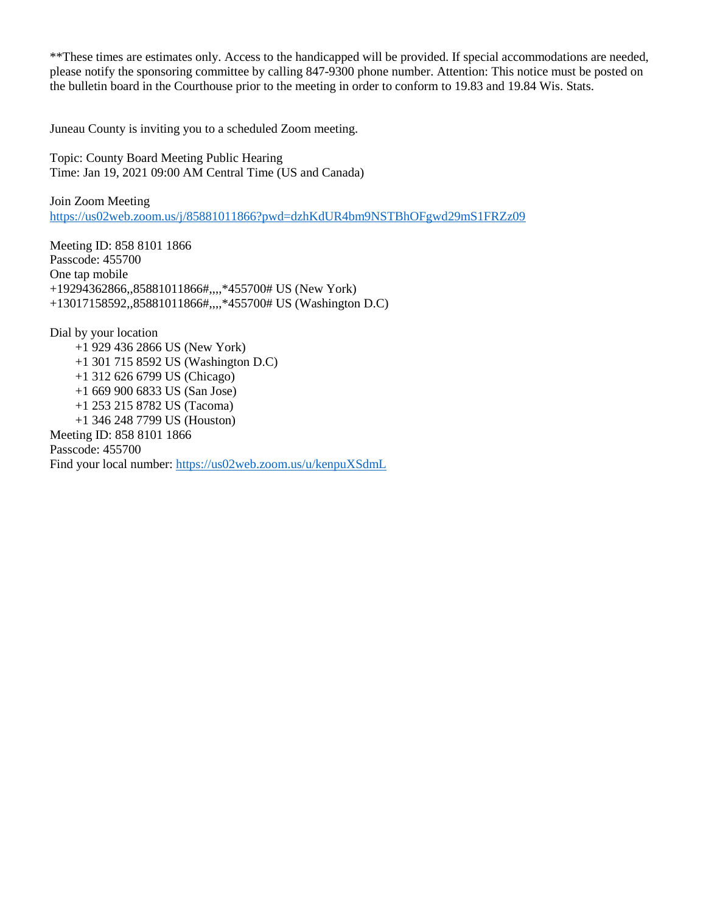**These times are estimates only. Access to the handicapped will be provided. If special accommodations are needed, please notify the sponsoring committee by calling 847-9300 phone number. Attention: This notice must be posted on the bulletin board in the Courthouse prior to the meeting in order to conform to 19.83 and 19.84 Wis. Stats.

Juneau County is inviting you to a scheduled Zoom meeting.

Topic: County Board Meeting Public Hearing
Time: Jan 19, 2021 09:00 AM Central Time (US and Canada)

Join Zoom Meeting
https://us02web.zoom.us/j/85881011866?pwd=dzhKdUR4bm9NSTBhOFgwd29mS1FRZz09

Meeting ID: 858 8101 1866
Passcode: 455700
One tap mobile
+19294362866,,85881011866#,,,,*455700# US (New York)
+13017158592,,85881011866#,,,,*455700# US (Washington D.C)

Dial by your location
- +1 929 436 2866 US (New York)
- +1 301 715 8592 US (Washington D.C)
- +1 312 626 6799 US (Chicago)
- +1 669 900 6833 US (San Jose)
- +1 253 215 8782 US (Tacoma)
- +1 346 248 7799 US (Houston)

Meeting ID: 858 8101 1866
Passcode: 455700
Find your local number: https://us02web.zoom.us/u/kenpuXSdmL